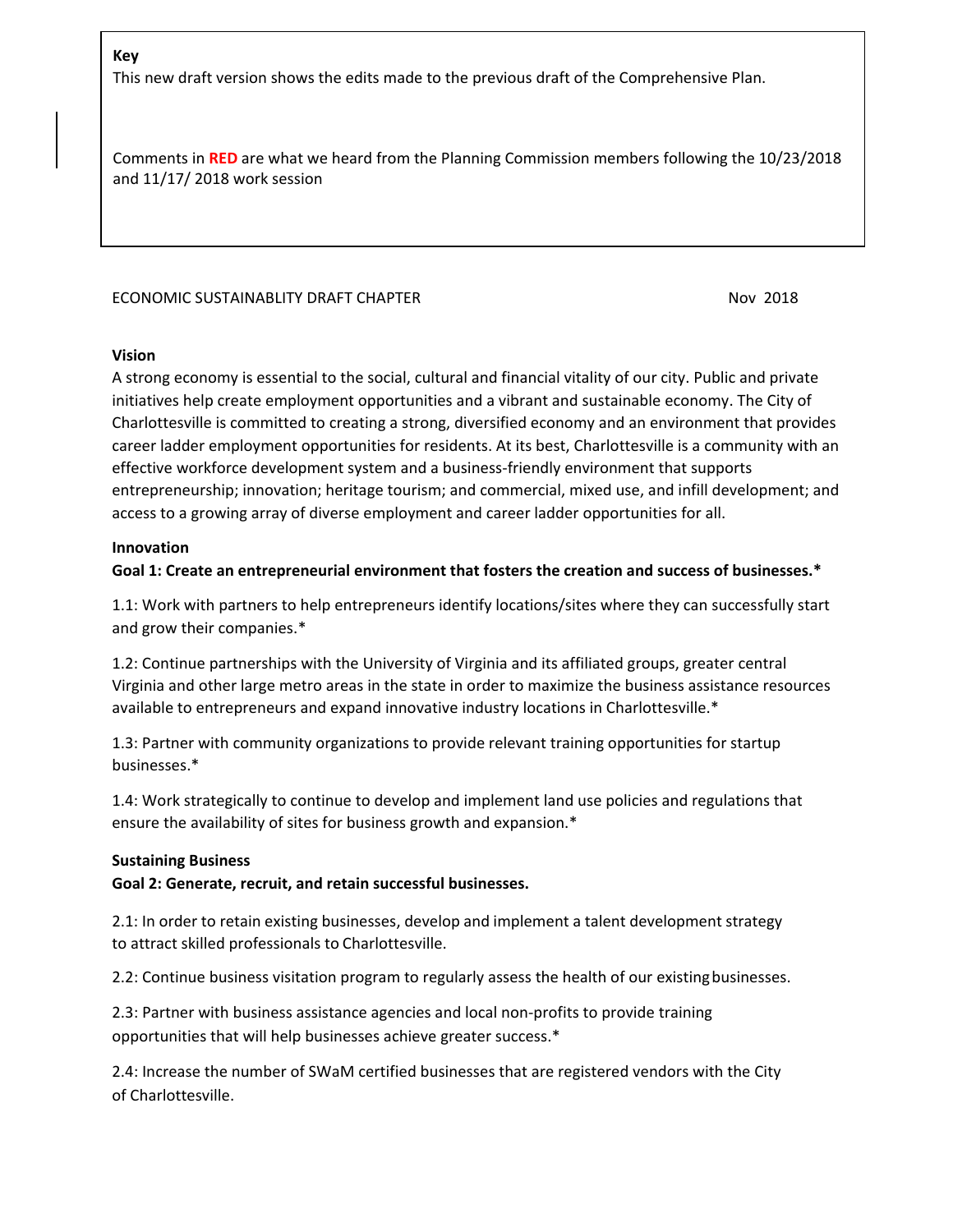**Key**

This new draft version shows the edits made to the previous draft of the Comprehensive Plan.

Comments in **RED** are what we heard from the Planning Commission members following the 10/23/2018 and 11/17/ 2018 work session

ECONOMIC SUSTAINABLITY DRAFT CHAPTER Nov 2018

**Vision**

A strong economy is essential to the social, cultural and financial vitality of our city. Public and private initiatives help create employment opportunities and a vibrant and sustainable economy. The City of Charlottesville is committed to creating a strong, diversified economy and an environment that provides career ladder employment opportunities for residents. At its best, Charlottesville is a community with an effective workforce development system and a business-friendly environment that supports entrepreneurship; innovation; heritage tourism; and commercial, mixed use, and infill development; and access to a growing array of diverse employment and career ladder opportunities for all.

**Innovation**

**Goal 1: Create an entrepreneurial environment that fosters the creation and success of businesses.***

1.1: Work with partners to help entrepreneurs identify locations/sites where they can successfully start and grow their companies.*

1.2: Continue partnerships with the University of Virginia and its affiliated groups, greater central Virginia and other large metro areas in the state in order to maximize the business assistance resources available to entrepreneurs and expand innovative industry locations in Charlottesville.*

1.3: Partner with community organizations to provide relevant training opportunities for startup businesses.*

1.4: Work strategically to continue to develop and implement land use policies and regulations that ensure the availability of sites for business growth and expansion.*

**Sustaining Business**

**Goal 2: Generate, recruit, and retain successful businesses.**

2.1: In order to retain existing businesses, develop and implement a talent development strategy to attract skilled professionals to Charlottesville.

2.2: Continue business visitation program to regularly assess the health of our existing businesses.

2.3: Partner with business assistance agencies and local non-profits to provide training opportunities that will help businesses achieve greater success.*

2.4: Increase the number of SWaM certified businesses that are registered vendors with the City of Charlottesville.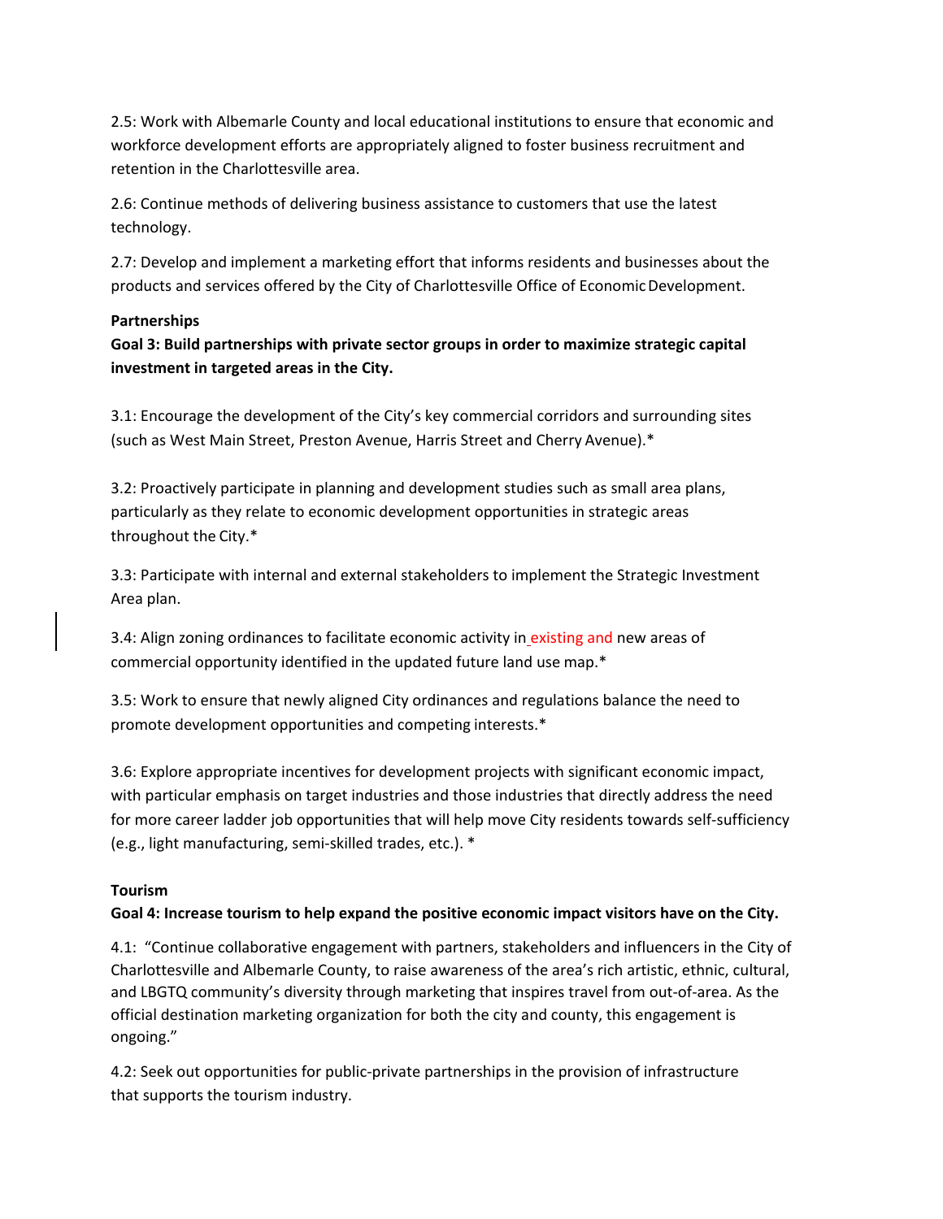2.5: Work with Albemarle County and local educational institutions to ensure that economic and workforce development efforts are appropriately aligned to foster business recruitment and retention in the Charlottesville area.

2.6: Continue methods of delivering business assistance to customers that use the latest technology.

2.7: Develop and implement a marketing effort that informs residents and businesses about the products and services offered by the City of Charlottesville Office of Economic Development.

**Partnerships**

**Goal 3: Build partnerships with private sector groups in order to maximize strategic capital investment in targeted areas in the City.**

3.1: Encourage the development of the City's key commercial corridors and surrounding sites (such as West Main Street, Preston Avenue, Harris Street and Cherry Avenue).*

3.2: Proactively participate in planning and development studies such as small area plans, particularly as they relate to economic development opportunities in strategic areas throughout the City.*

3.3: Participate with internal and external stakeholders to implement the Strategic Investment Area plan.

3.4: Align zoning ordinances to facilitate economic activity in existing and new areas of commercial opportunity identified in the updated future land use map.*

3.5: Work to ensure that newly aligned City ordinances and regulations balance the need to promote development opportunities and competing interests.*

3.6: Explore appropriate incentives for development projects with significant economic impact, with particular emphasis on target industries and those industries that directly address the need for more career ladder job opportunities that will help move City residents towards self-sufficiency (e.g., light manufacturing, semi-skilled trades, etc.). *

**Tourism**

**Goal 4: Increase tourism to help expand the positive economic impact visitors have on the City.**

4.1: "Continue collaborative engagement with partners, stakeholders and influencers in the City of Charlottesville and Albemarle County, to raise awareness of the area's rich artistic, ethnic, cultural, and LBGTQ community's diversity through marketing that inspires travel from out-of-area. As the official destination marketing organization for both the city and county, this engagement is ongoing."

4.2: Seek out opportunities for public-private partnerships in the provision of infrastructure that supports the tourism industry.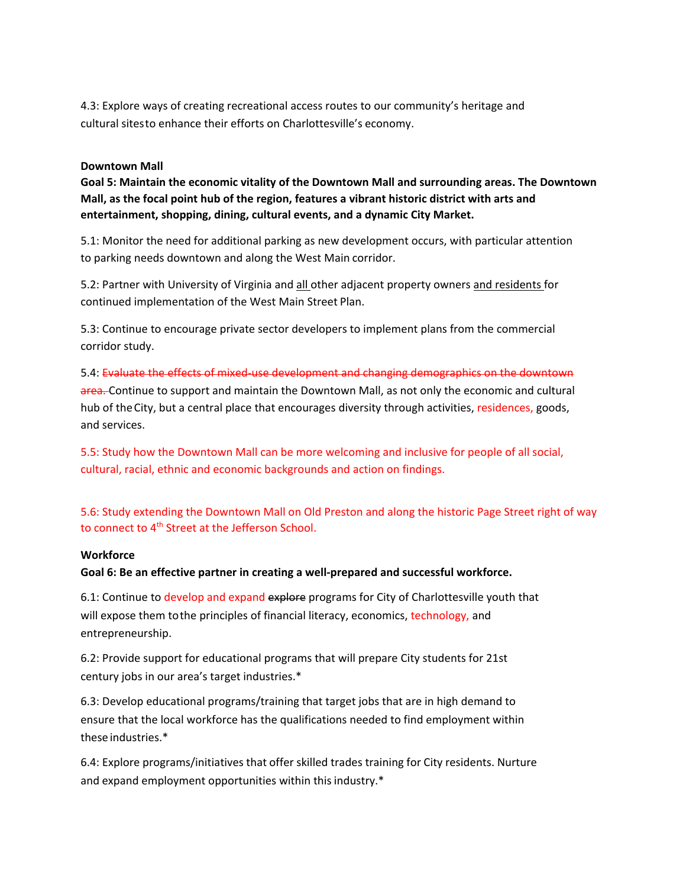4.3: Explore ways of creating recreational access routes to our community's heritage and cultural sites to enhance their efforts on Charlottesville's economy.

**Downtown Mall**

**Goal 5: Maintain the economic vitality of the Downtown Mall and surrounding areas. The Downtown Mall, as the focal point hub of the region, features a vibrant historic district with arts and entertainment, shopping, dining, cultural events, and a dynamic City Market.**

5.1: Monitor the need for additional parking as new development occurs, with particular attention to parking needs downtown and along the West Main corridor.

5.2: Partner with University of Virginia and all other adjacent property owners and residents for continued implementation of the West Main Street Plan.

5.3: Continue to encourage private sector developers to implement plans from the commercial corridor study.

5.4: ~~Evaluate the effects of mixed-use development and changing demographics on the downtown area.~~ Continue to support and maintain the Downtown Mall, as not only the economic and cultural hub of the City, but a central place that encourages diversity through activities, residences, goods, and services.

5.5: Study how the Downtown Mall can be more welcoming and inclusive for people of all social, cultural, racial, ethnic and economic backgrounds and action on findings.

5.6: Study extending the Downtown Mall on Old Preston and along the historic Page Street right of way to connect to 4th Street at the Jefferson School.

**Workforce**

**Goal 6: Be an effective partner in creating a well-prepared and successful workforce.**

6.1: Continue to develop and expand ~~explore~~ programs for City of Charlottesville youth that will expose them to the principles of financial literacy, economics, technology, and entrepreneurship.

6.2: Provide support for educational programs that will prepare City students for 21st century jobs in our area's target industries.*

6.3: Develop educational programs/training that target jobs that are in high demand to ensure that the local workforce has the qualifications needed to find employment within these industries.*

6.4: Explore programs/initiatives that offer skilled trades training for City residents. Nurture and expand employment opportunities within this industry.*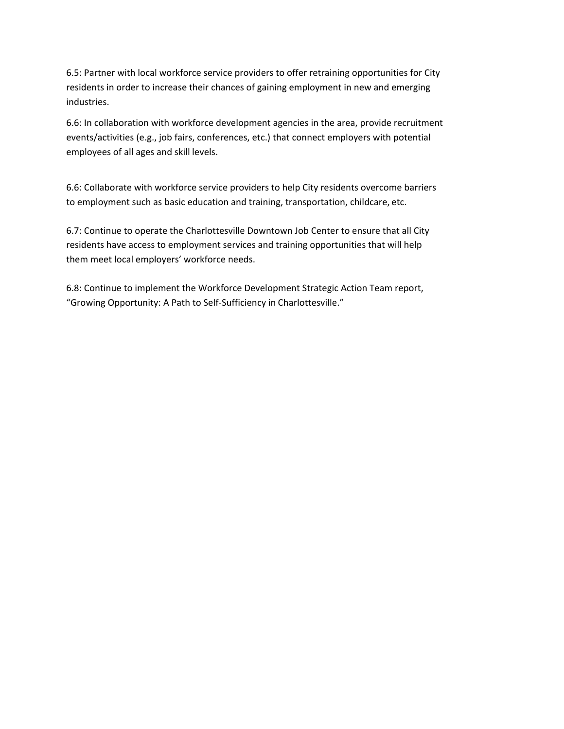6.5: Partner with local workforce service providers to offer retraining opportunities for City residents in order to increase their chances of gaining employment in new and emerging industries.

6.6: In collaboration with workforce development agencies in the area, provide recruitment events/activities (e.g., job fairs, conferences, etc.) that connect employers with potential employees of all ages and skill levels.

6.6: Collaborate with workforce service providers to help City residents overcome barriers to employment such as basic education and training, transportation, childcare, etc.

6.7: Continue to operate the Charlottesville Downtown Job Center to ensure that all City residents have access to employment services and training opportunities that will help them meet local employers' workforce needs.

6.8: Continue to implement the Workforce Development Strategic Action Team report, "Growing Opportunity: A Path to Self-Sufficiency in Charlottesville."